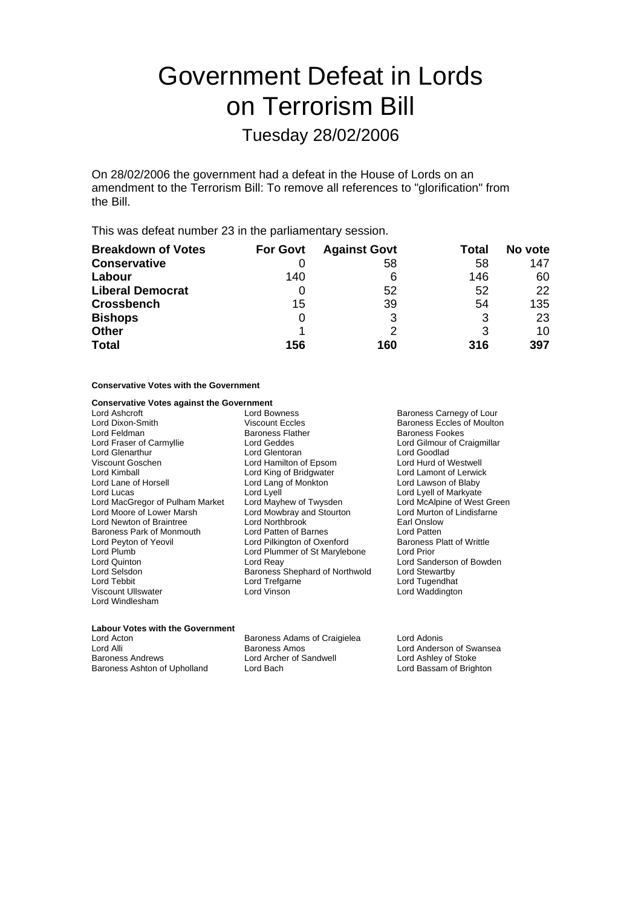# Government Defeat in Lords on Terrorism Bill

## Tuesday 28/02/2006

On 28/02/2006 the government had a defeat in the House of Lords on an amendment to the Terrorism Bill: To remove all references to "glorification" from the Bill.

This was defeat number 23 in the parliamentary session.

| Breakdown of Votes | For Govt | Against Govt | Total | No vote |
|---|---|---|---|---|
| **Conservative** | 0 | 58 | 58 | 147 |
| **Labour** | 140 | 6 | 146 | 60 |
| **Liberal Democrat** | 0 | 52 | 52 | 22 |
| **Crossbench** | 15 | 39 | 54 | 135 |
| **Bishops** | 0 | 3 | 3 | 23 |
| **Other** | 1 | 2 | 3 | 10 |
| **Total** | **156** | **160** | **316** | **397** |

**Conservative Votes with the Government**

**Conservative Votes against the Government**

Lord Ashcroft
Lord Bowness
Baroness Carnegy of Lour
Lord Dixon-Smith
Viscount Eccles
Baroness Eccles of Moulton
Lord Feldman
Baroness Flather
Baroness Fookes
Lord Fraser of Carmyllie
Lord Geddes
Lord Gilmour of Craigmillar
Lord Glenarthur
Lord Glentoran
Lord Goodlad
Viscount Goschen
Lord Hamilton of Epsom
Lord Hurd of Westwell
Lord Kimball
Lord King of Bridgwater
Lord Lamont of Lerwick
Lord Lane of Horsell
Lord Lang of Monkton
Lord Lawson of Blaby
Lord Lucas
Lord Lyell
Lord Lyell of Markyate
Lord MacGregor of Pulham Market
Lord Mayhew of Twysden
Lord McAlpine of West Green
Lord Moore of Lower Marsh
Lord Mowbray and Stourton
Lord Murton of Lindisfarne
Lord Newton of Braintree
Lord Northbrook
Earl Onslow
Baroness Park of Monmouth
Lord Patten of Barnes
Lord Patten
Lord Peyton of Yeovil
Lord Pilkington of Oxenford
Baroness Platt of Writtle
Lord Plumb
Lord Plummer of St Marylebone
Lord Prior
Lord Quinton
Lord Reay
Lord Sanderson of Bowden
Lord Selsdon
Baroness Shephard of Northwold
Lord Stewartby
Lord Tebbit
Lord Trefgarne
Lord Tugendhat
Viscount Ullswater
Lord Vinson
Lord Waddington
Lord Windlesham

**Labour Votes with the Government**

Lord Acton
Baroness Adams of Craigielea
Lord Adonis
Lord Alli
Baroness Amos
Lord Anderson of Swansea
Baroness Andrews
Lord Archer of Sandwell
Lord Ashley of Stoke
Baroness Ashton of Upholland
Lord Bach
Lord Bassam of Brighton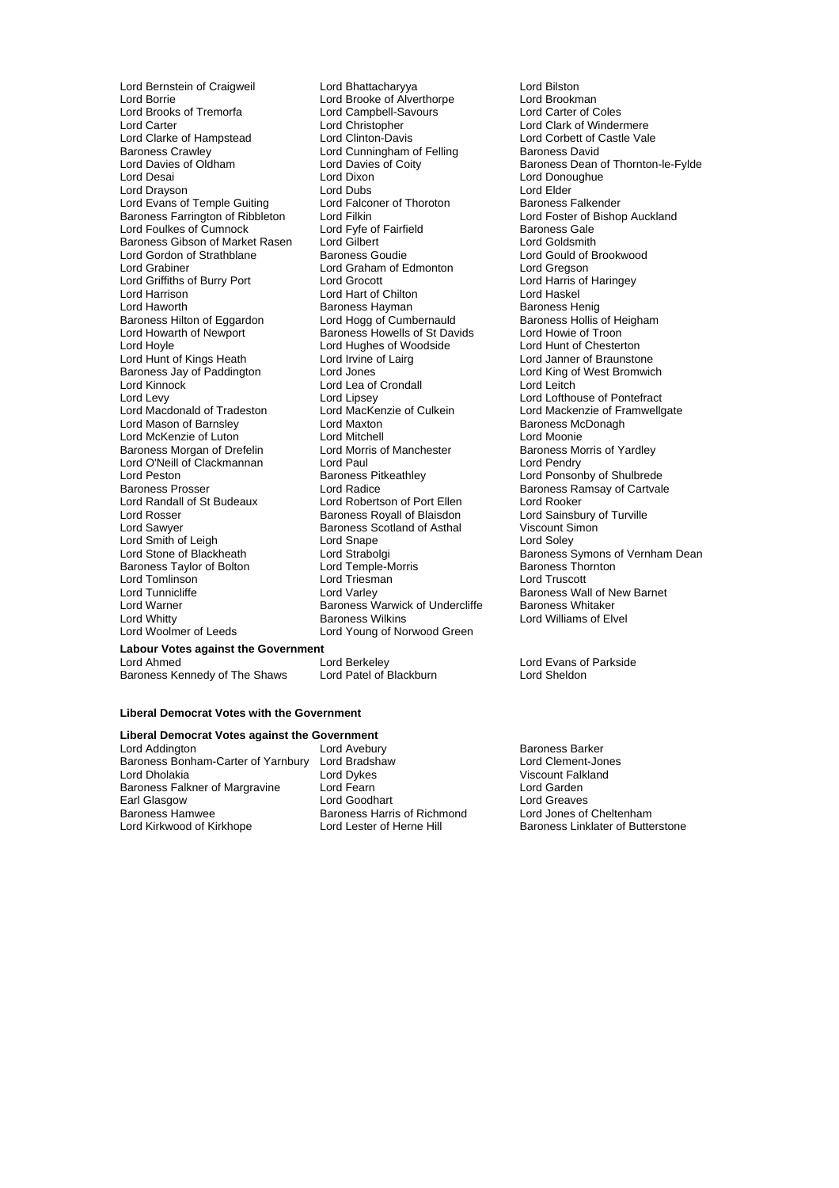Lord Bernstein of Craigweil
Lord Bhattacharyya
Lord Bilston
Lord Borrie
Lord Brooke of Alverthorpe
Lord Brookman
Lord Brooks of Tremorfa
Lord Campbell-Savours
Lord Carter of Coles
Lord Carter
Lord Christopher
Lord Clark of Windermere
Lord Clarke of Hampstead
Lord Clinton-Davis
Lord Corbett of Castle Vale
Baroness Crawley
Lord Cunningham of Felling
Baroness David
Lord Davies of Oldham
Lord Davies of Coity
Baroness Dean of Thornton-le-Fylde
Lord Desai
Lord Dixon
Lord Donoughue
Lord Drayson
Lord Dubs
Lord Elder
Lord Evans of Temple Guiting
Lord Falconer of Thoroton
Baroness Falkender
Baroness Farrington of Ribbleton
Lord Filkin
Lord Foster of Bishop Auckland
Lord Foulkes of Cumnock
Lord Fyfe of Fairfield
Baroness Gale
Baroness Gibson of Market Rasen
Lord Gilbert
Lord Goldsmith
Lord Gordon of Strathblane
Baroness Goudie
Lord Gould of Brookwood
Lord Grabiner
Lord Graham of Edmonton
Lord Gregson
Lord Griffiths of Burry Port
Lord Grocott
Lord Harris of Haringey
Lord Harrison
Lord Hart of Chilton
Lord Haskel
Lord Haworth
Baroness Hayman
Baroness Henig
Baroness Hilton of Eggardon
Lord Hogg of Cumbernauld
Baroness Hollis of Heigham
Lord Howarth of Newport
Baroness Howells of St Davids
Lord Howie of Troon
Lord Hoyle
Lord Hughes of Woodside
Lord Hunt of Chesterton
Lord Hunt of Kings Heath
Lord Irvine of Lairg
Lord Janner of Braunstone
Baroness Jay of Paddington
Lord Jones
Lord King of West Bromwich
Lord Kinnock
Lord Lea of Crondall
Lord Leitch
Lord Levy
Lord Lipsey
Lord Lofthouse of Pontefract
Lord Macdonald of Tradeston
Lord MacKenzie of Culkein
Lord Mackenzie of Framwellgate
Lord Mason of Barnsley
Lord Maxton
Baroness McDonagh
Lord McKenzie of Luton
Lord Mitchell
Lord Moonie
Baroness Morgan of Drefelin
Lord Morris of Manchester
Baroness Morris of Yardley
Lord O'Neill of Clackmannan
Lord Paul
Lord Pendry
Lord Peston
Baroness Pitkeathley
Lord Ponsonby of Shulbrede
Baroness Prosser
Lord Radice
Baroness Ramsay of Cartvale
Lord Randall of St Budeaux
Lord Robertson of Port Ellen
Lord Rooker
Lord Rosser
Baroness Royall of Blaisdon
Lord Sainsbury of Turville
Lord Sawyer
Baroness Scotland of Asthal
Viscount Simon
Lord Smith of Leigh
Lord Snape
Lord Soley
Lord Stone of Blackheath
Lord Strabolgi
Baroness Symons of Vernham Dean
Baroness Taylor of Bolton
Lord Temple-Morris
Baroness Thornton
Lord Tomlinson
Lord Triesman
Lord Truscott
Lord Tunnicliffe
Lord Varley
Baroness Wall of New Barnet
Lord Warner
Baroness Warwick of Undercliffe
Baroness Whitaker
Lord Whitty
Baroness Wilkins
Lord Williams of Elvel
Lord Woolmer of Leeds
Lord Young of Norwood Green

**Labour Votes against the Government**

Lord Ahmed
Lord Berkeley
Lord Evans of Parkside
Baroness Kennedy of The Shaws
Lord Patel of Blackburn
Lord Sheldon

**Liberal Democrat Votes with the Government**

**Liberal Democrat Votes against the Government**

Lord Addington
Lord Avebury
Baroness Barker
Baroness Bonham-Carter of Yarnbury
Lord Bradshaw
Lord Clement-Jones
Lord Dholakia
Lord Dykes
Viscount Falkland
Baroness Falkner of Margravine
Lord Fearn
Lord Garden
Earl Glasgow
Lord Goodhart
Lord Greaves
Baroness Hamwee
Baroness Harris of Richmond
Lord Jones of Cheltenham
Lord Kirkwood of Kirkhope
Lord Lester of Herne Hill
Baroness Linklater of Butterstone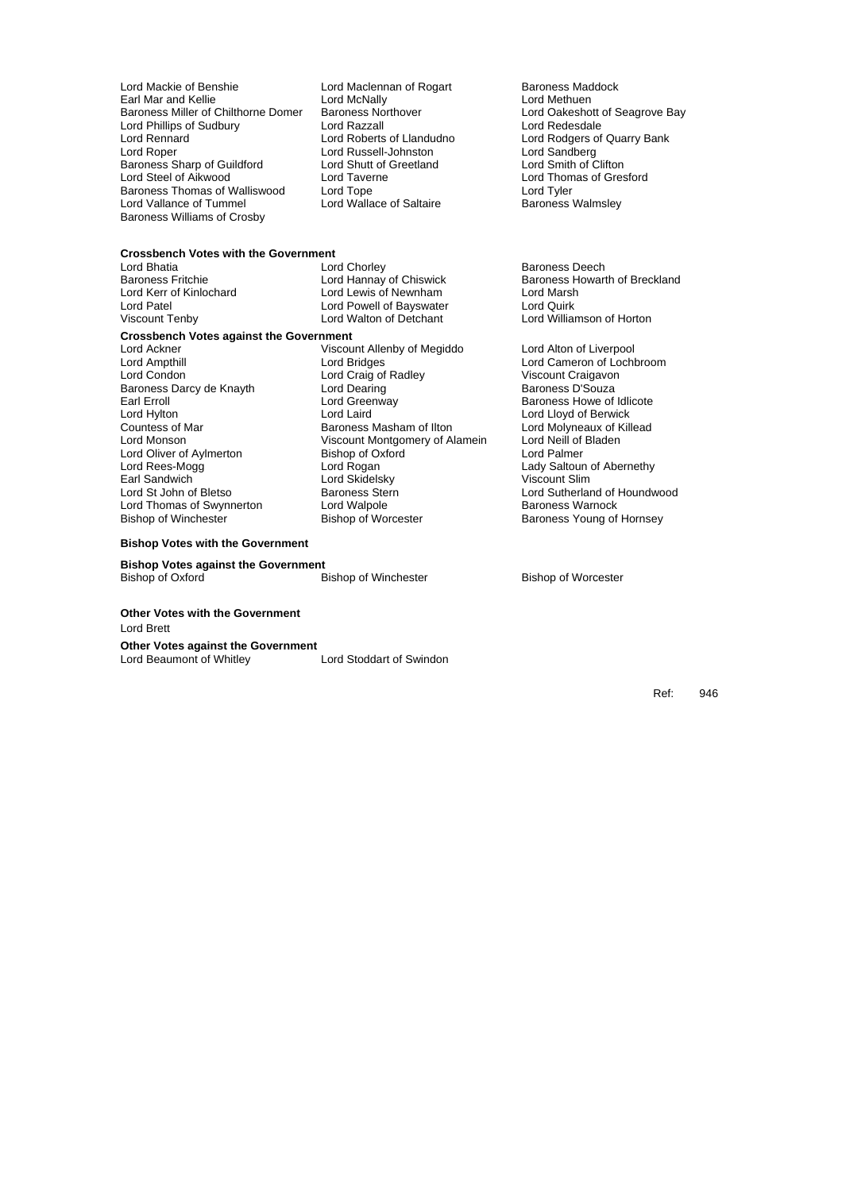Lord Mackie of Benshie
Lord Maclennan of Rogart
Baroness Maddock
Earl Mar and Kellie
Lord McNally
Lord Methuen
Baroness Miller of Chilthorne Domer
Baroness Northover
Lord Oakeshott of Seagrove Bay
Lord Phillips of Sudbury
Lord Razzall
Lord Redesdale
Lord Rennard
Lord Roberts of Llandudno
Lord Rodgers of Quarry Bank
Lord Roper
Lord Russell-Johnston
Lord Sandberg
Baroness Sharp of Guildford
Lord Shutt of Greetland
Lord Smith of Clifton
Lord Steel of Aikwood
Lord Taverne
Lord Thomas of Gresford
Baroness Thomas of Walliswood
Lord Tope
Lord Tyler
Lord Vallance of Tummel
Lord Wallace of Saltaire
Baroness Walmsley
Baroness Williams of Crosby

**Crossbench Votes with the Government**

Lord Bhatia
Lord Chorley
Baroness Deech
Baroness Fritchie
Lord Hannay of Chiswick
Baroness Howarth of Breckland
Lord Kerr of Kinlochard
Lord Lewis of Newnham
Lord Marsh
Lord Patel
Lord Powell of Bayswater
Lord Quirk
Viscount Tenby
Lord Walton of Detchant
Lord Williamson of Horton

**Crossbench Votes against the Government**

Lord Ackner
Viscount Allenby of Megiddo
Lord Alton of Liverpool
Lord Ampthill
Lord Bridges
Lord Cameron of Lochbroom
Lord Condon
Lord Craig of Radley
Viscount Craigavon
Baroness Darcy de Knayth
Lord Dearing
Baroness D'Souza
Earl Erroll
Lord Greenway
Baroness Howe of Idlicote
Lord Hylton
Lord Laird
Lord Lloyd of Berwick
Countess of Mar
Baroness Masham of Ilton
Lord Molyneaux of Killead
Lord Monson
Viscount Montgomery of Alamein
Lord Neill of Bladen
Lord Oliver of Aylmerton
Bishop of Oxford
Lord Palmer
Lord Rees-Mogg
Lord Rogan
Lady Saltoun of Abernethy
Earl Sandwich
Lord Skidelsky
Viscount Slim
Lord St John of Bletso
Baroness Stern
Lord Sutherland of Houndwood
Lord Thomas of Swynnerton
Lord Walpole
Baroness Warnock
Bishop of Winchester
Bishop of Worcester
Baroness Young of Hornsey

**Bishop Votes with the Government**

**Bishop Votes against the Government**

Bishop of Oxford
Bishop of Winchester
Bishop of Worcester

**Other Votes with the Government**

Lord Brett

**Other Votes against the Government**

Lord Beaumont of Whitley
Lord Stoddart of Swindon

Ref: 946